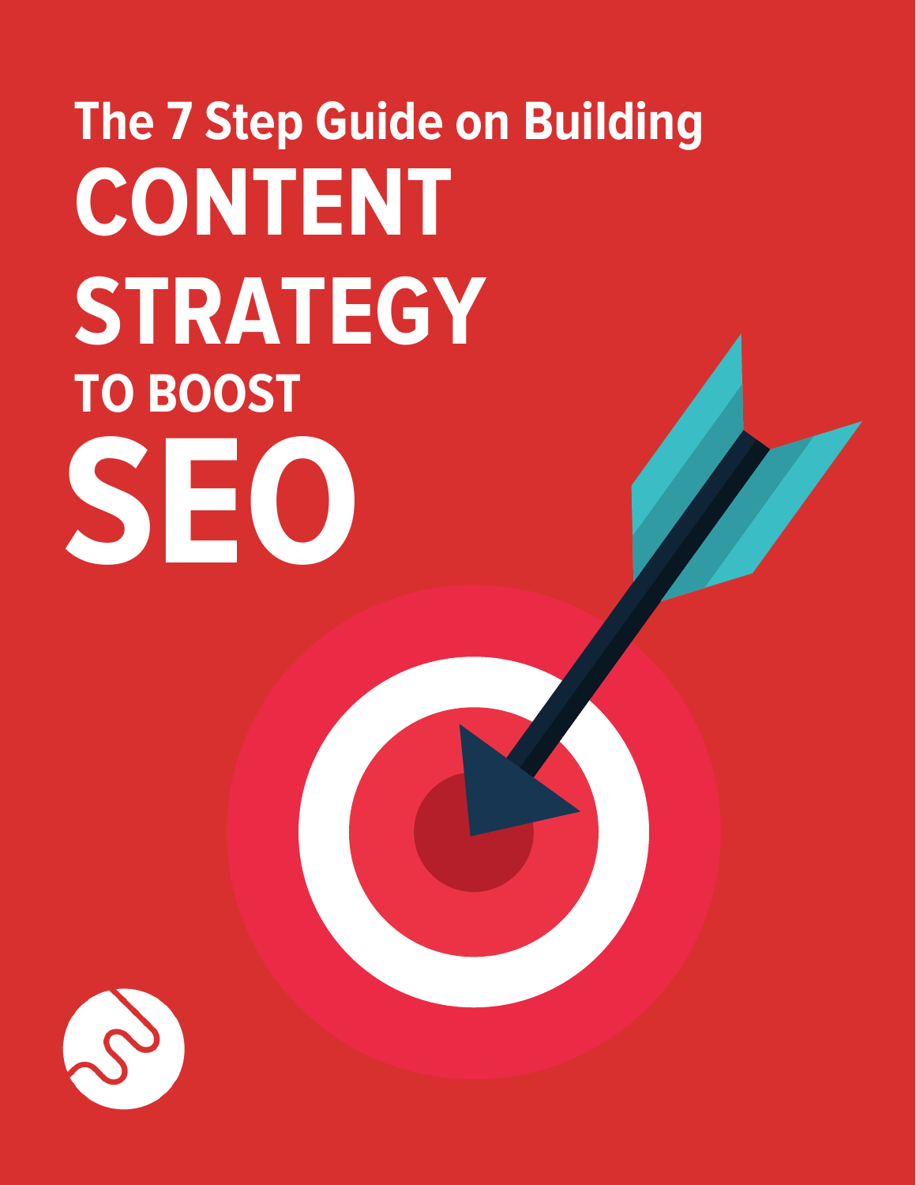# The 7 Step Guide on Building CONTENT STRATEGY TO BOOST SEO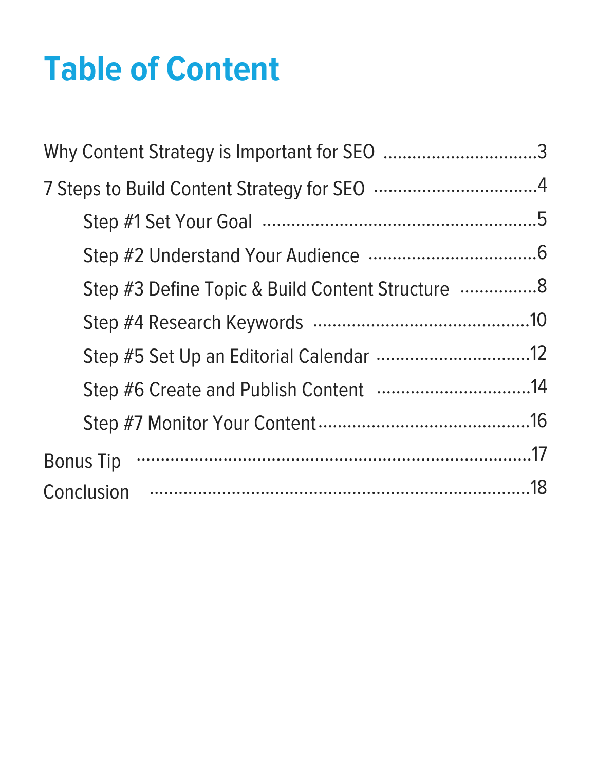# Table of Content

Why Content Strategy is Important for SEO ................................3

7 Steps to Build Content Strategy for SEO ..................................4

- Step #1 Set Your Goal ..........................................................5
- Step #2 Understand Your Audience ...................................6
- Step #3 Define Topic & Build Content Structure ................8
- Step #4 Research Keywords .............................................10
- Step #5 Set Up an Editorial Calendar ................................12
- Step #6 Create and Publish Content ................................14
- Step #7 Monitor Your Content.............................................16

Bonus Tip .....................................................................................17

Conclusion ...................................................................................18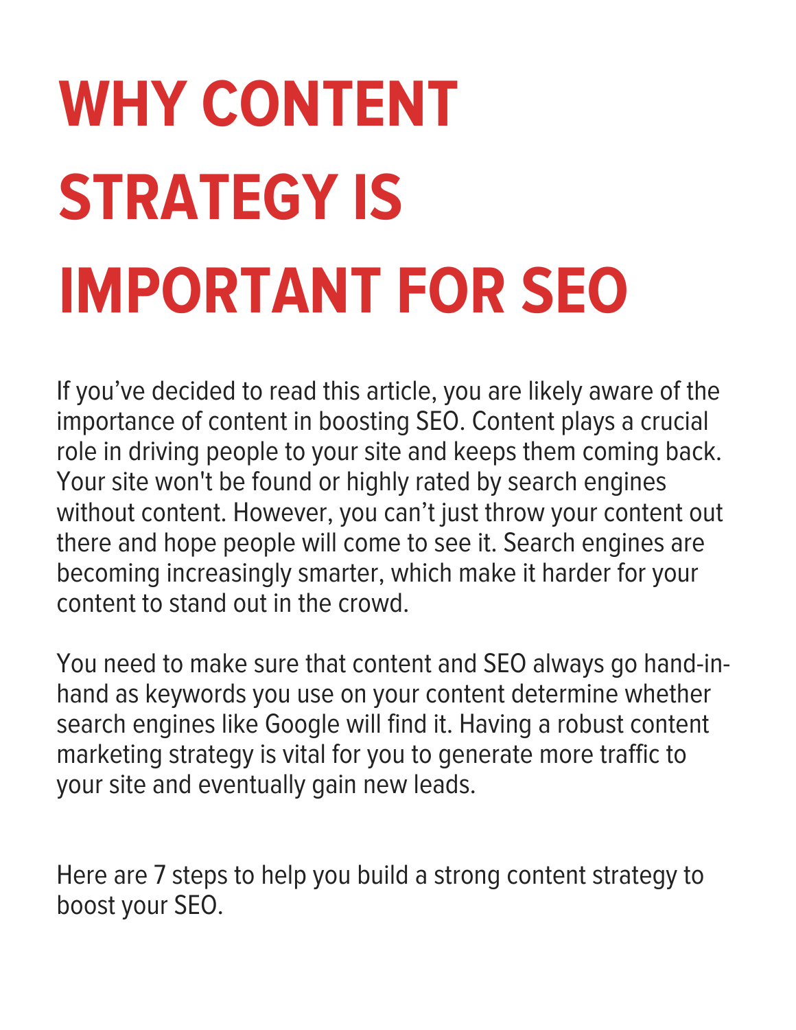# WHY CONTENT STRATEGY IS IMPORTANT FOR SEO

If you've decided to read this article, you are likely aware of the importance of content in boosting SEO. Content plays a crucial role in driving people to your site and keeps them coming back. Your site won't be found or highly rated by search engines without content. However, you can't just throw your content out there and hope people will come to see it. Search engines are becoming increasingly smarter, which make it harder for your content to stand out in the crowd.

You need to make sure that content and SEO always go hand-in-hand as keywords you use on your content determine whether search engines like Google will find it. Having a robust content marketing strategy is vital for you to generate more traffic to your site and eventually gain new leads.

Here are 7 steps to help you build a strong content strategy to boost your SEO.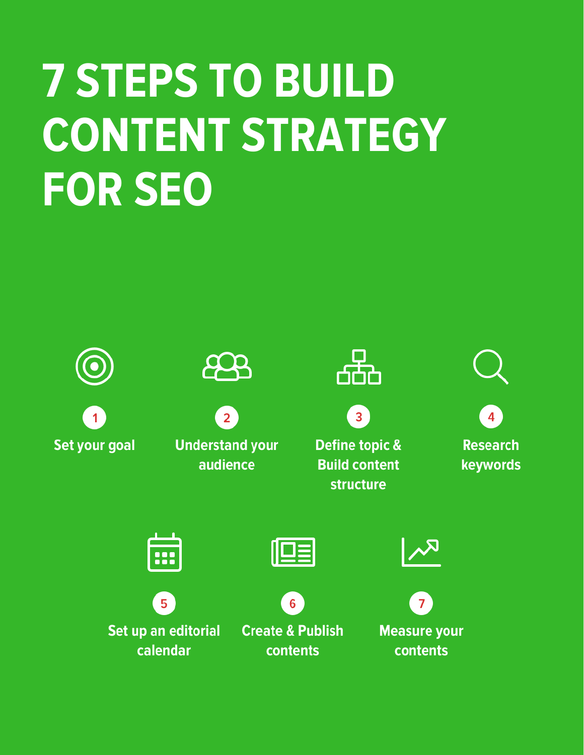# 7 STEPS TO BUILD CONTENT STRATEGY FOR SEO

1. Set your goal
2. Understand your audience
3. Define topic & Build content structure
4. Research keywords
5. Set up an editorial calendar
6. Create & Publish contents
7. Measure your contents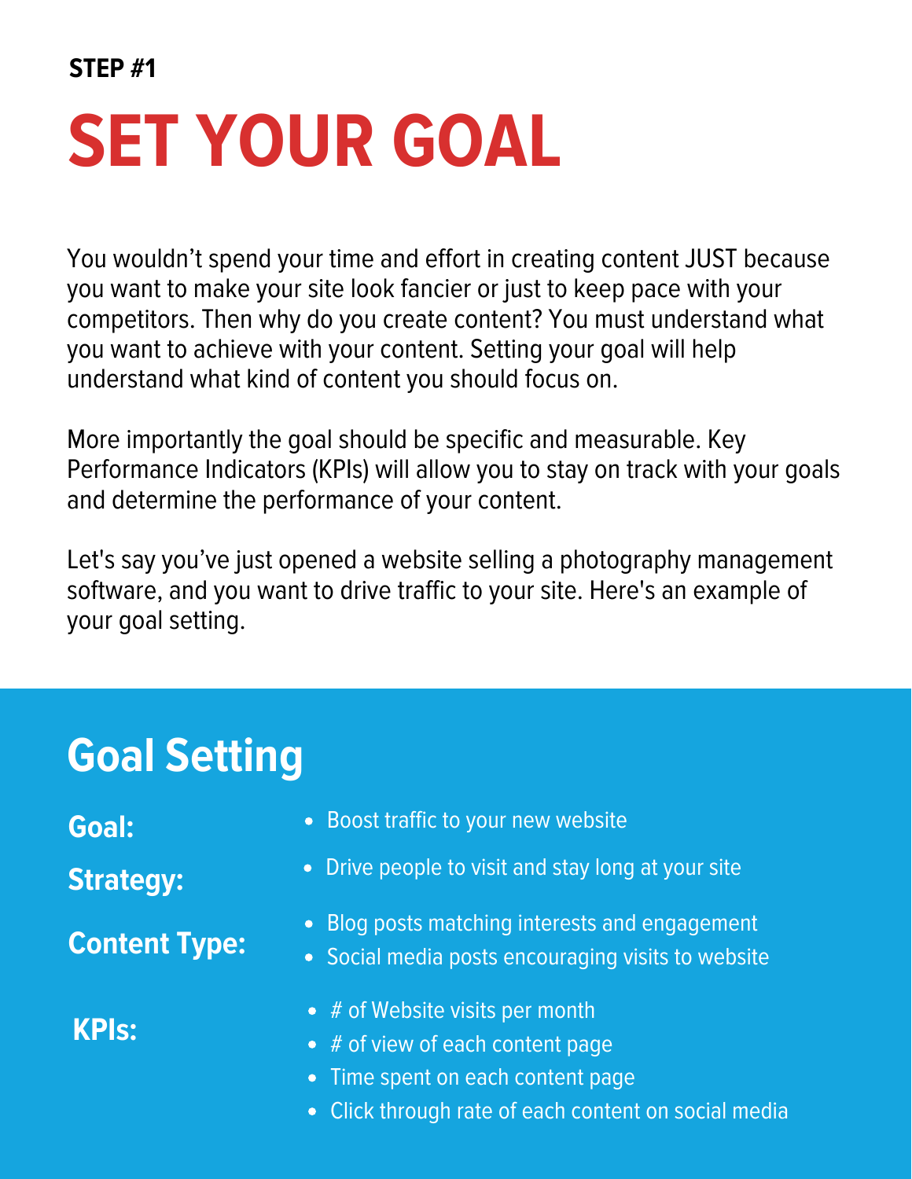**STEP #1**

# SET YOUR GOAL

You wouldn't spend your time and effort in creating content JUST because you want to make your site look fancier or just to keep pace with your competitors. Then why do you create content? You must understand what you want to achieve with your content. Setting your goal will help understand what kind of content you should focus on.

More importantly the goal should be specific and measurable. Key Performance Indicators (KPIs) will allow you to stay on track with your goals and determine the performance of your content.

Let's say you've just opened a website selling a photography management software, and you want to drive traffic to your site. Here's an example of your goal setting.

## Goal Setting

**Goal:**

- Boost traffic to your new website

**Strategy:**

- Drive people to visit and stay long at your site

**Content Type:**

- Blog posts matching interests and engagement
- Social media posts encouraging visits to website

**KPIs:**

- # of Website visits per month
- # of view of each content page
- Time spent on each content page
- Click through rate of each content on social media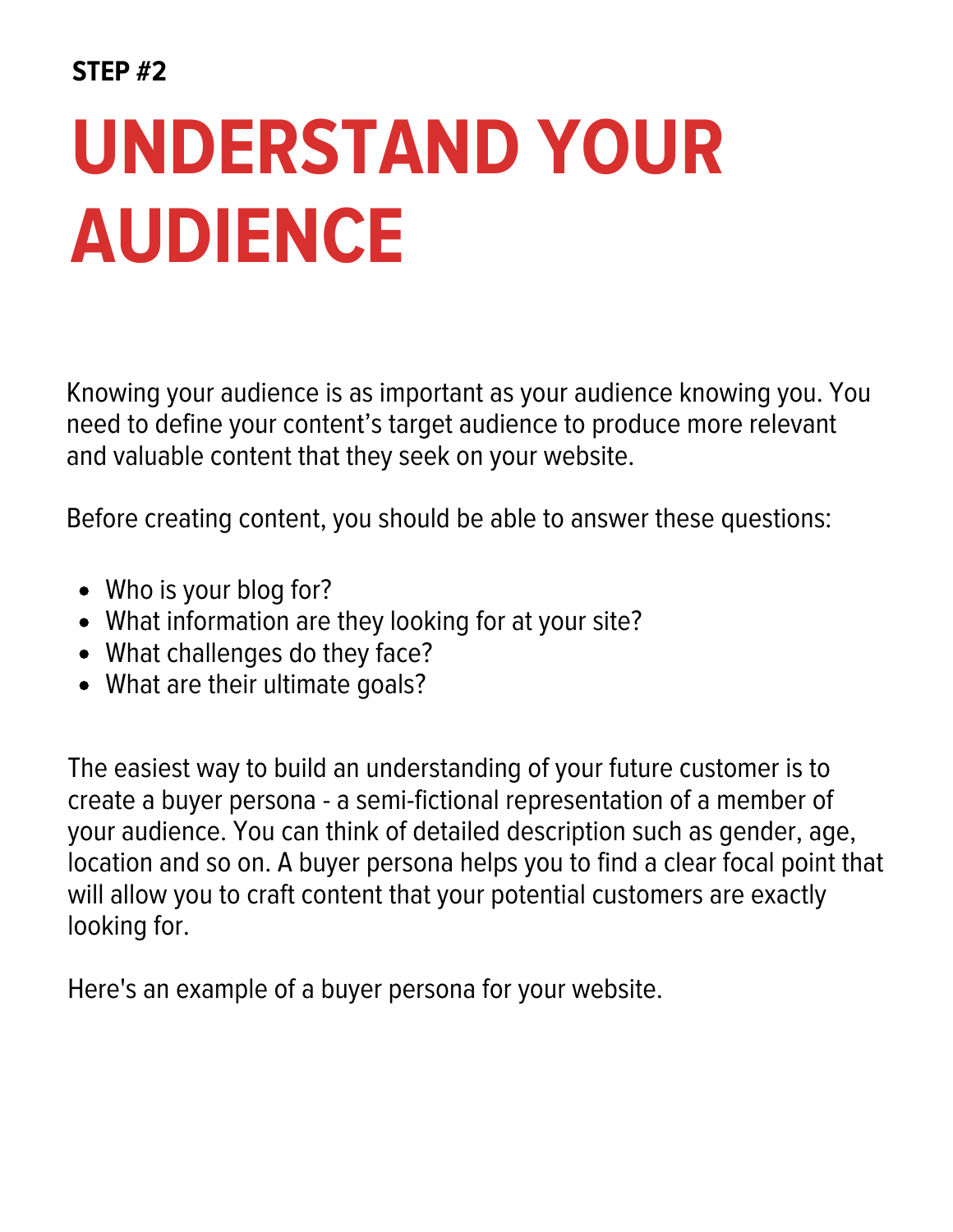**STEP #2**

# UNDERSTAND YOUR AUDIENCE

Knowing your audience is as important as your audience knowing you. You need to define your content's target audience to produce more relevant and valuable content that they seek on your website.

Before creating content, you should be able to answer these questions:

- Who is your blog for?
- What information are they looking for at your site?
- What challenges do they face?
- What are their ultimate goals?

The easiest way to build an understanding of your future customer is to create a buyer persona - a semi-fictional representation of a member of your audience. You can think of detailed description such as gender, age, location and so on. A buyer persona helps you to find a clear focal point that will allow you to craft content that your potential customers are exactly looking for.

Here's an example of a buyer persona for your website.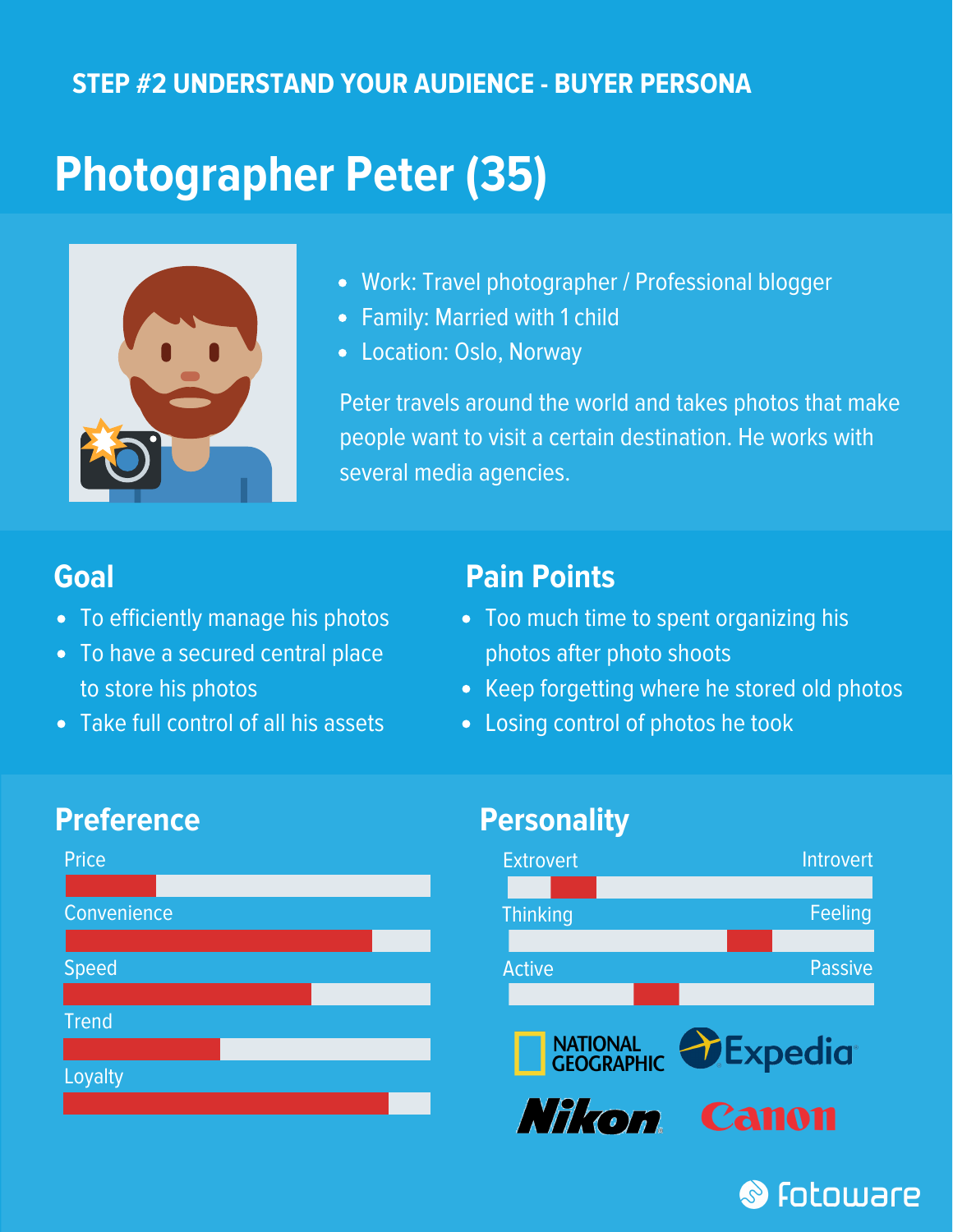STEP #2 UNDERSTAND YOUR AUDIENCE - BUYER PERSONA

# Photographer Peter (35)

- Work: Travel photographer / Professional blogger
- Family: Married with 1 child
- Location: Oslo, Norway

Peter travels around the world and takes photos that make people want to visit a certain destination. He works with several media agencies.

## Goal

- To efficiently manage his photos
- To have a secured central place to store his photos
- Take full control of all his assets

## Pain Points

- Too much time to spent organizing his photos after photo shoots
- Keep forgetting where he stored old photos
- Losing control of photos he took

## Preference

Price

Convenience

Speed

Trend

Loyalty

## Personality

Extrovert — Introvert

Thinking — Feeling

Active — Passive

NATIONAL GEOGRAPHIC Expedia Nikon Canon

fotoware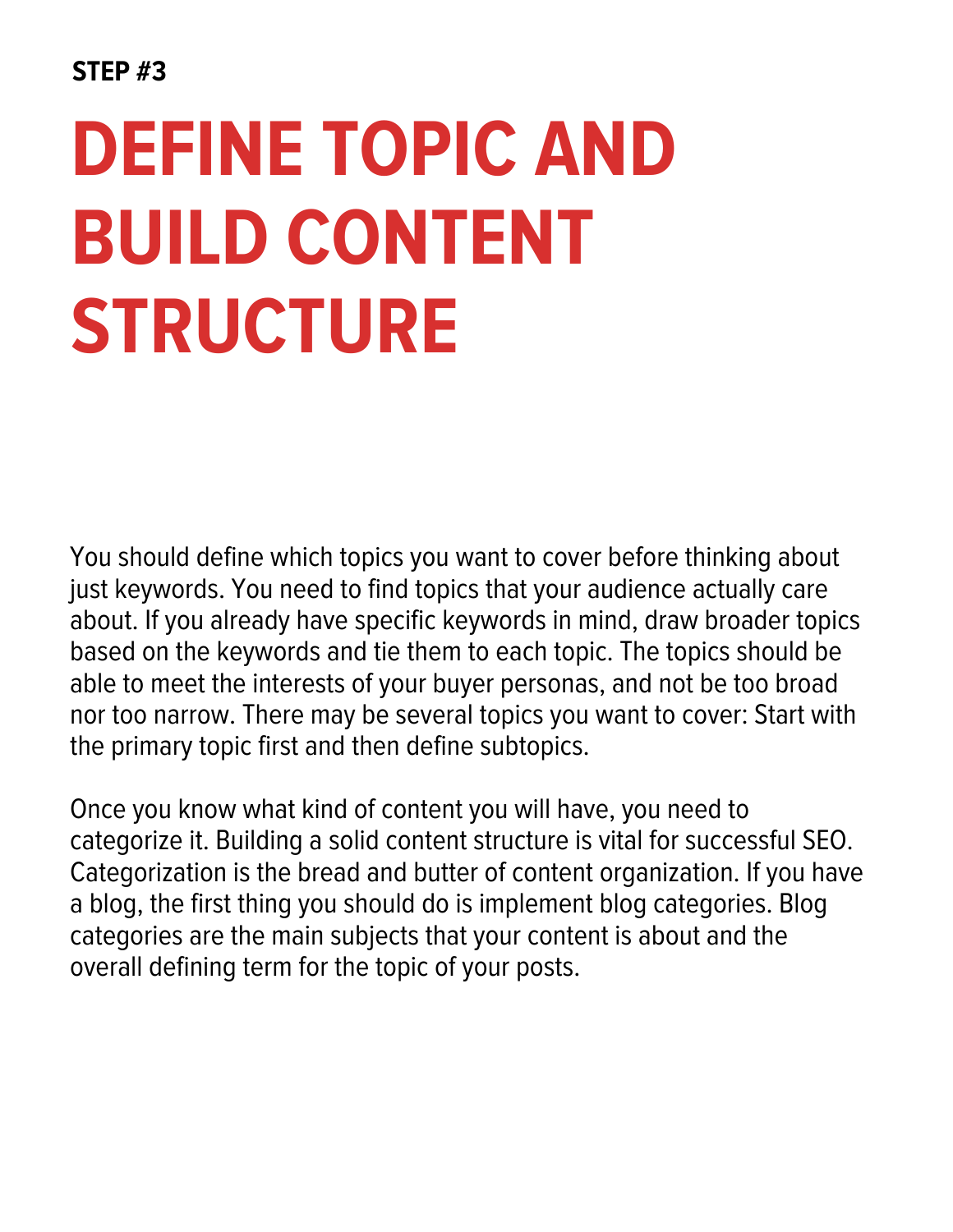**STEP #3**

# DEFINE TOPIC AND BUILD CONTENT STRUCTURE

You should define which topics you want to cover before thinking about just keywords. You need to find topics that your audience actually care about. If you already have specific keywords in mind, draw broader topics based on the keywords and tie them to each topic. The topics should be able to meet the interests of your buyer personas, and not be too broad nor too narrow. There may be several topics you want to cover: Start with the primary topic first and then define subtopics.

Once you know what kind of content you will have, you need to categorize it. Building a solid content structure is vital for successful SEO. Categorization is the bread and butter of content organization. If you have a blog, the first thing you should do is implement blog categories. Blog categories are the main subjects that your content is about and the overall defining term for the topic of your posts.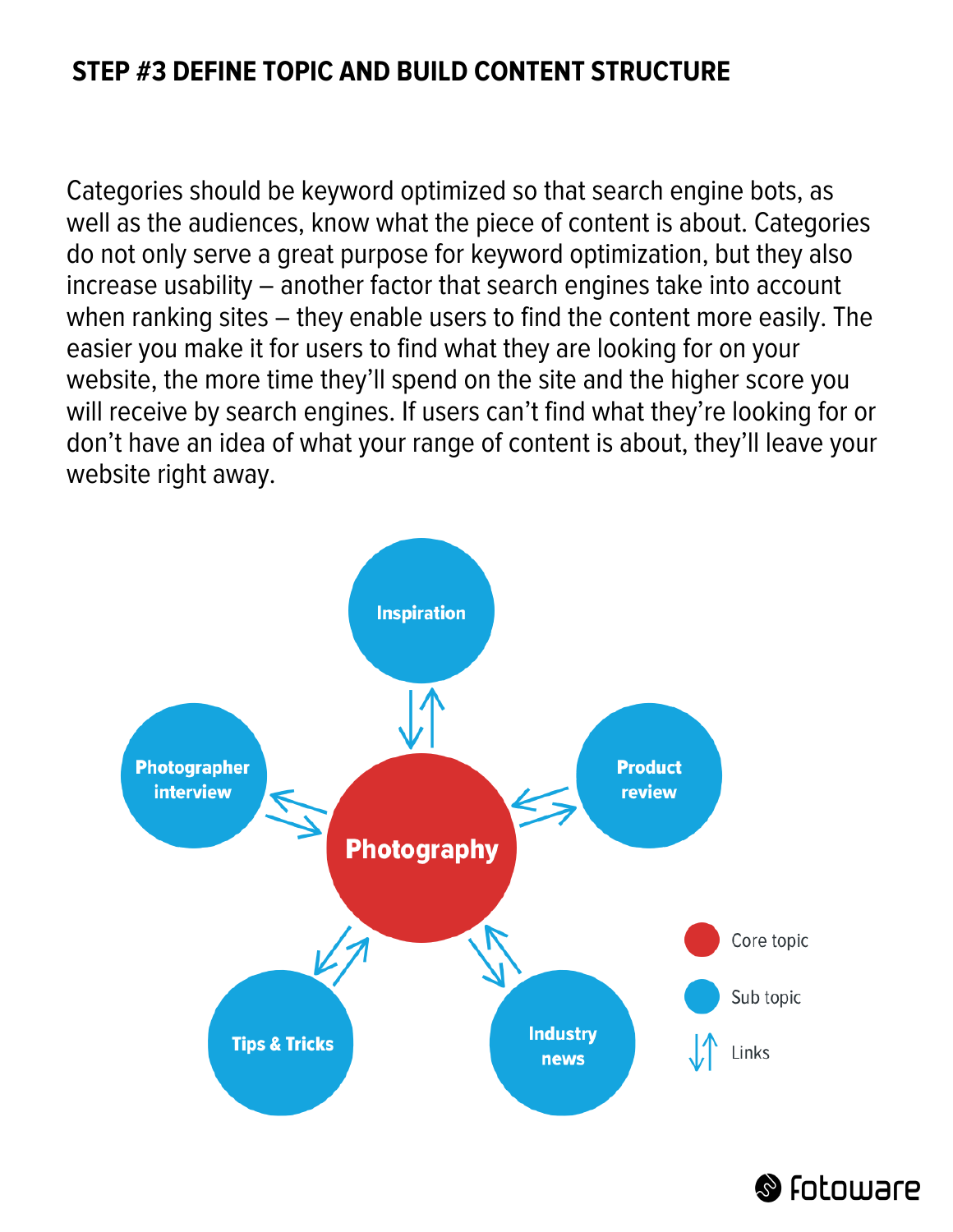## STEP #3 DEFINE TOPIC AND BUILD CONTENT STRUCTURE

Categories should be keyword optimized so that search engine bots, as well as the audiences, know what the piece of content is about. Categories do not only serve a great purpose for keyword optimization, but they also increase usability – another factor that search engines take into account when ranking sites – they enable users to find the content more easily. The easier you make it for users to find what they are looking for on your website, the more time they'll spend on the site and the higher score you will receive by search engines. If users can't find what they're looking for or don't have an idea of what your range of content is about, they'll leave your website right away.

Inspiration

Photographer interview

Product review

Photography

Tips & Tricks

Industry news

Core topic

Sub topic

Links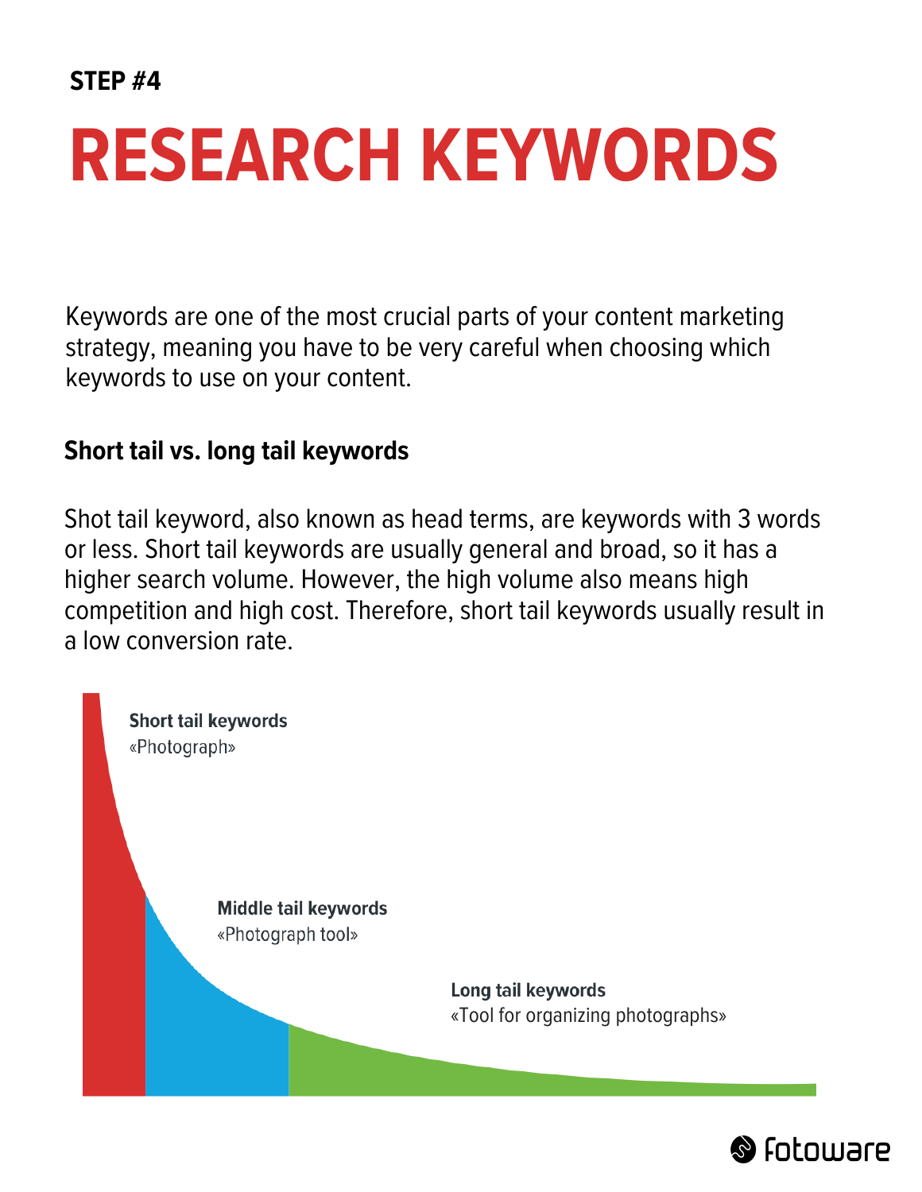STEP #4

# RESEARCH KEYWORDS

Keywords are one of the most crucial parts of your content marketing strategy, meaning you have to be very careful when choosing which keywords to use on your content.

### Short tail vs. long tail keywords

Shot tail keyword, also known as head terms, are keywords with 3 words or less. Short tail keywords are usually general and broad, so it has a higher search volume. However, the high volume also means high competition and high cost. Therefore, short tail keywords usually result in a low conversion rate.

**Short tail keywords**
«Photograph»

**Middle tail keywords**
«Photograph tool»

**Long tail keywords**
«Tool for organizing photographs»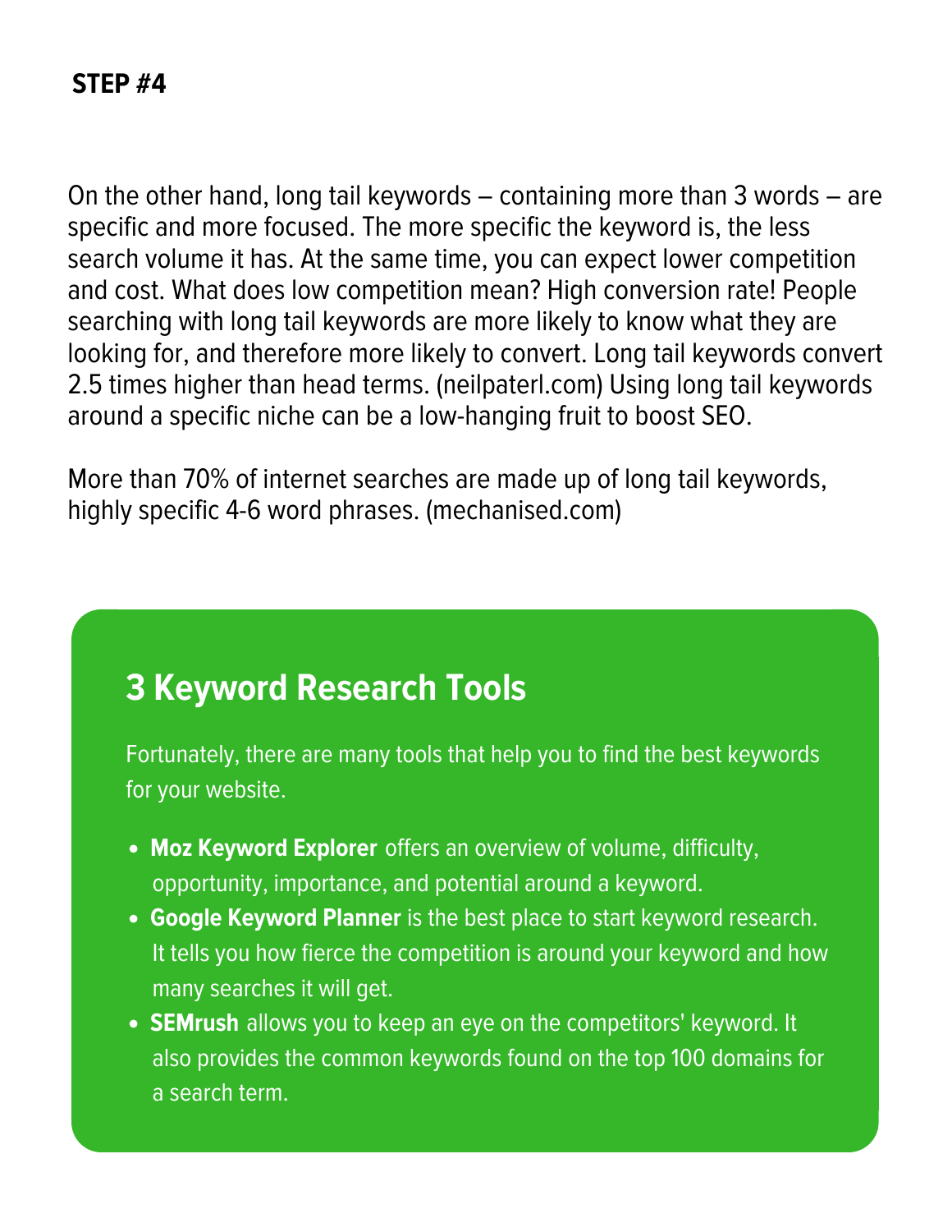**STEP #4**

On the other hand, long tail keywords – containing more than 3 words – are specific and more focused. The more specific the keyword is, the less search volume it has. At the same time, you can expect lower competition and cost. What does low competition mean? High conversion rate! People searching with long tail keywords are more likely to know what they are looking for, and therefore more likely to convert. Long tail keywords convert 2.5 times higher than head terms. (neilpaterl.com) Using long tail keywords around a specific niche can be a low-hanging fruit to boost SEO.

More than 70% of internet searches are made up of long tail keywords, highly specific 4-6 word phrases. (mechanised.com)

## 3 Keyword Research Tools

Fortunately, there are many tools that help you to find the best keywords for your website.

- **Moz Keyword Explorer** offers an overview of volume, difficulty, opportunity, importance, and potential around a keyword.
- **Google Keyword Planner** is the best place to start keyword research. It tells you how fierce the competition is around your keyword and how many searches it will get.
- **SEMrush** allows you to keep an eye on the competitors' keyword. It also provides the common keywords found on the top 100 domains for a search term.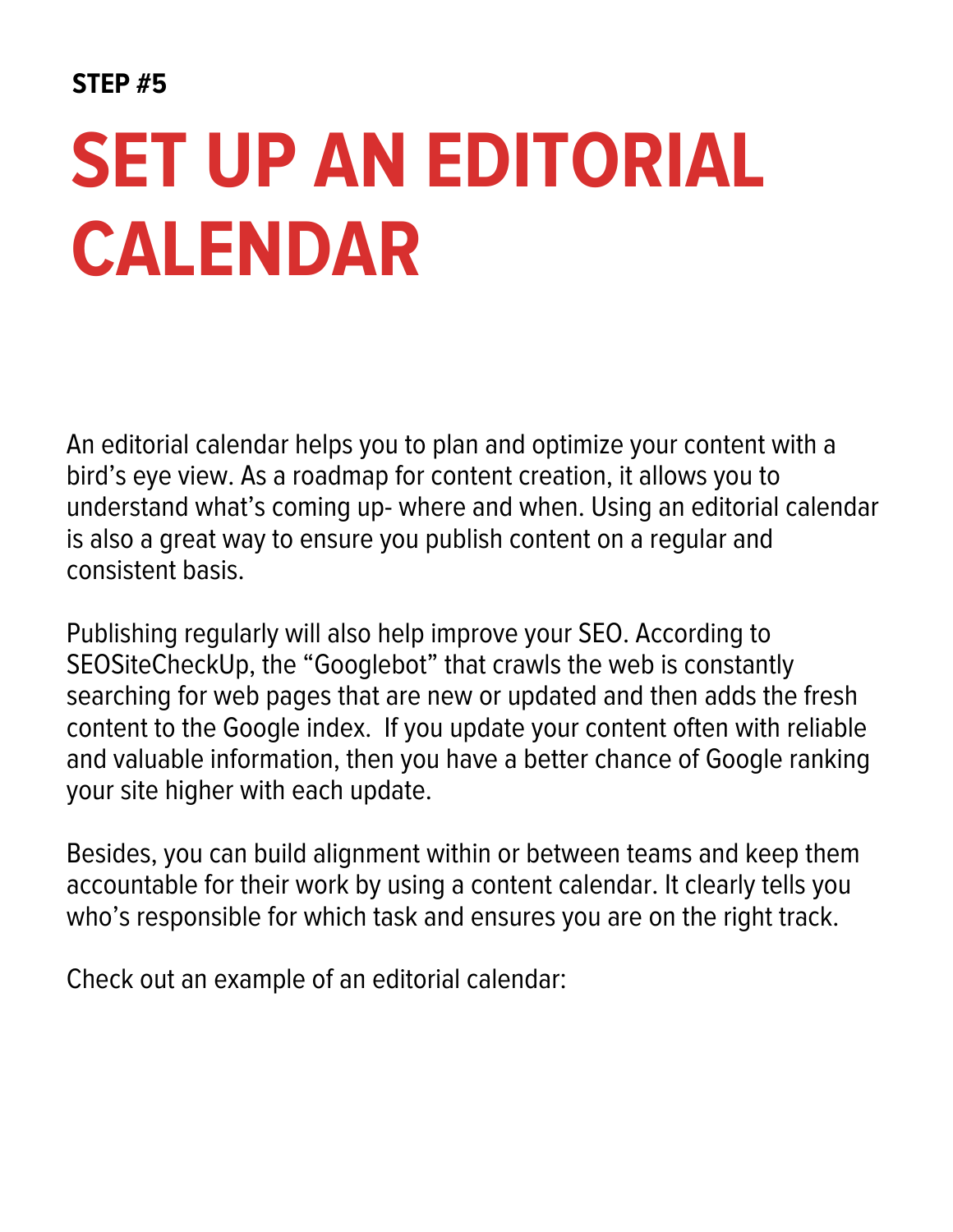**STEP #5**

# SET UP AN EDITORIAL CALENDAR

An editorial calendar helps you to plan and optimize your content with a bird's eye view. As a roadmap for content creation, it allows you to understand what's coming up- where and when. Using an editorial calendar is also a great way to ensure you publish content on a regular and consistent basis.

Publishing regularly will also help improve your SEO. According to SEOSiteCheckUp, the "Googlebot" that crawls the web is constantly searching for web pages that are new or updated and then adds the fresh content to the Google index. If you update your content often with reliable and valuable information, then you have a better chance of Google ranking your site higher with each update.

Besides, you can build alignment within or between teams and keep them accountable for their work by using a content calendar. It clearly tells you who's responsible for which task and ensures you are on the right track.

Check out an example of an editorial calendar: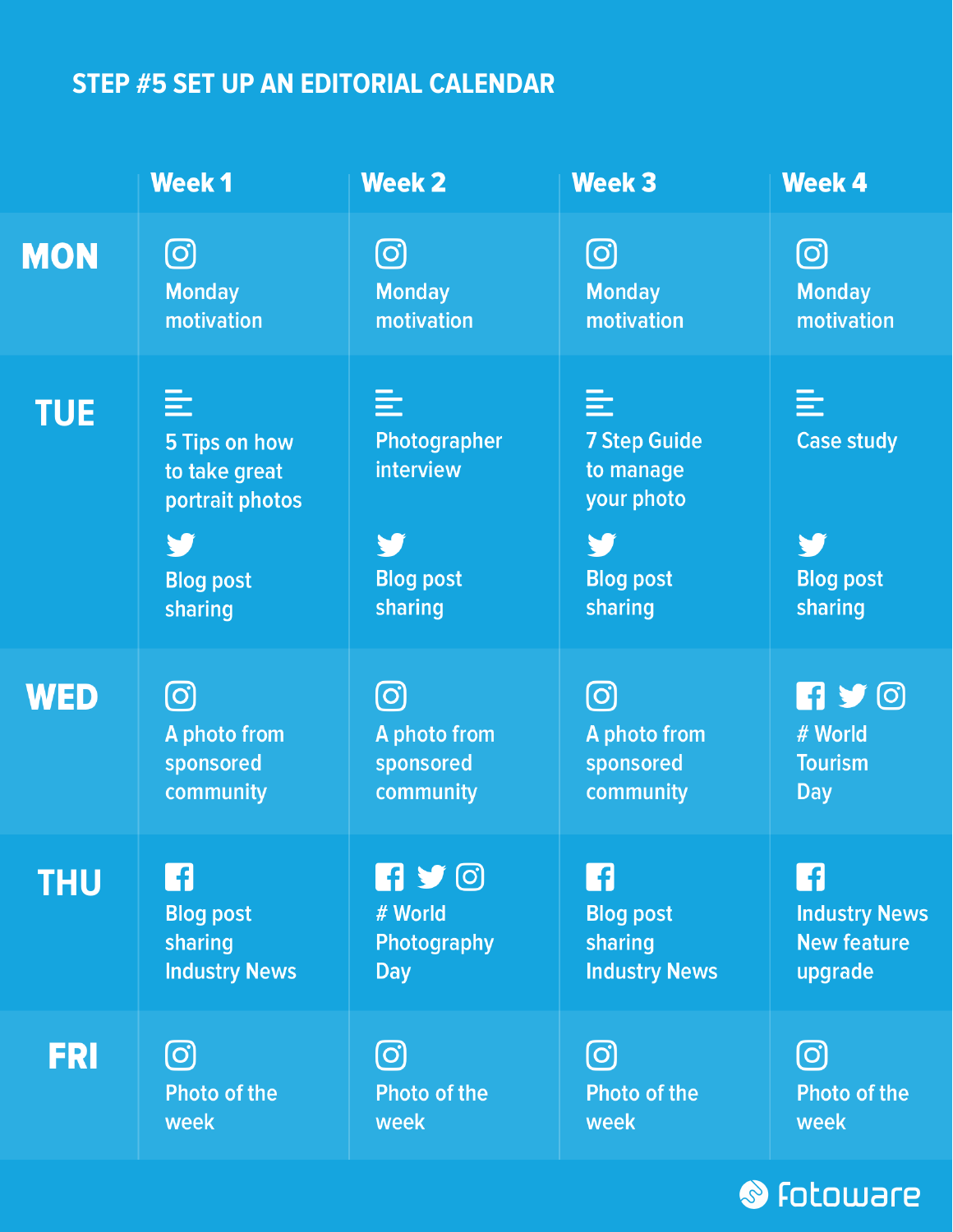## STEP #5 SET UP AN EDITORIAL CALENDAR

| | Week 1 | Week 2 | Week 3 | Week 4 |
|---|---|---|---|---|
| **MON** | Instagram: Monday motivation | Instagram: Monday motivation | Instagram: Monday motivation | Instagram: Monday motivation |
| **TUE** | Blog: 5 Tips on how to take great portrait photos<br>Twitter: Blog post sharing | Blog: Photographer interview<br>Twitter: Blog post sharing | Blog: 7 Step Guide to manage your photo<br>Twitter: Blog post sharing | Blog: Case study<br>Twitter: Blog post sharing |
| **WED** | Instagram: A photo from sponsored community | Instagram: A photo from sponsored community | Instagram: A photo from sponsored community | Facebook, Twitter, Instagram: # World Tourism Day |
| **THU** | Facebook: Blog post sharing Industry News | Facebook, Twitter, Instagram: # World Photography Day | Facebook: Blog post sharing Industry News | Facebook: Industry News New feature upgrade |
| **FRI** | Instagram: Photo of the week | Instagram: Photo of the week | Instagram: Photo of the week | Instagram: Photo of the week |

fotoware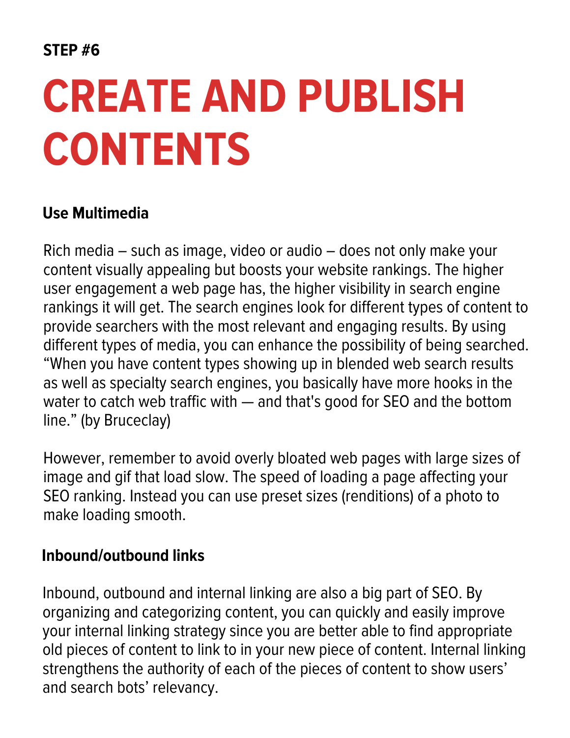**STEP #6**

# CREATE AND PUBLISH CONTENTS

### Use Multimedia

Rich media – such as image, video or audio – does not only make your content visually appealing but boosts your website rankings. The higher user engagement a web page has, the higher visibility in search engine rankings it will get. The search engines look for different types of content to provide searchers with the most relevant and engaging results. By using different types of media, you can enhance the possibility of being searched. “When you have content types showing up in blended web search results as well as specialty search engines, you basically have more hooks in the water to catch web traffic with — and that's good for SEO and the bottom line.” (by Bruceclay)

However, remember to avoid overly bloated web pages with large sizes of image and gif that load slow. The speed of loading a page affecting your SEO ranking. Instead you can use preset sizes (renditions) of a photo to make loading smooth.

### Inbound/outbound links

Inbound, outbound and internal linking are also a big part of SEO. By organizing and categorizing content, you can quickly and easily improve your internal linking strategy since you are better able to find appropriate old pieces of content to link to in your new piece of content. Internal linking strengthens the authority of each of the pieces of content to show users’ and search bots’ relevancy.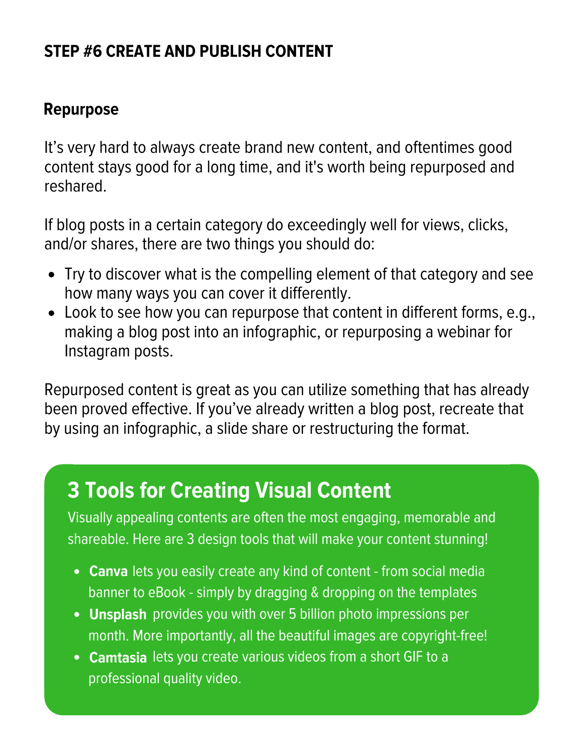## STEP #6 CREATE AND PUBLISH CONTENT

### Repurpose

It's very hard to always create brand new content, and oftentimes good content stays good for a long time, and it's worth being repurposed and reshared.

If blog posts in a certain category do exceedingly well for views, clicks, and/or shares, there are two things you should do:

- Try to discover what is the compelling element of that category and see how many ways you can cover it differently.
- Look to see how you can repurpose that content in different forms, e.g., making a blog post into an infographic, or repurposing a webinar for Instagram posts.

Repurposed content is great as you can utilize something that has already been proved effective. If you've already written a blog post, recreate that by using an infographic, a slide share or restructuring the format.

### 3 Tools for Creating Visual Content

Visually appealing contents are often the most engaging, memorable and shareable. Here are 3 design tools that will make your content stunning!

- **Canva** lets you easily create any kind of content - from social media banner to eBook - simply by dragging & dropping on the templates
- **Unsplash** provides you with over 5 billion photo impressions per month. More importantly, all the beautiful images are copyright-free!
- **Camtasia** lets you create various videos from a short GIF to a professional quality video.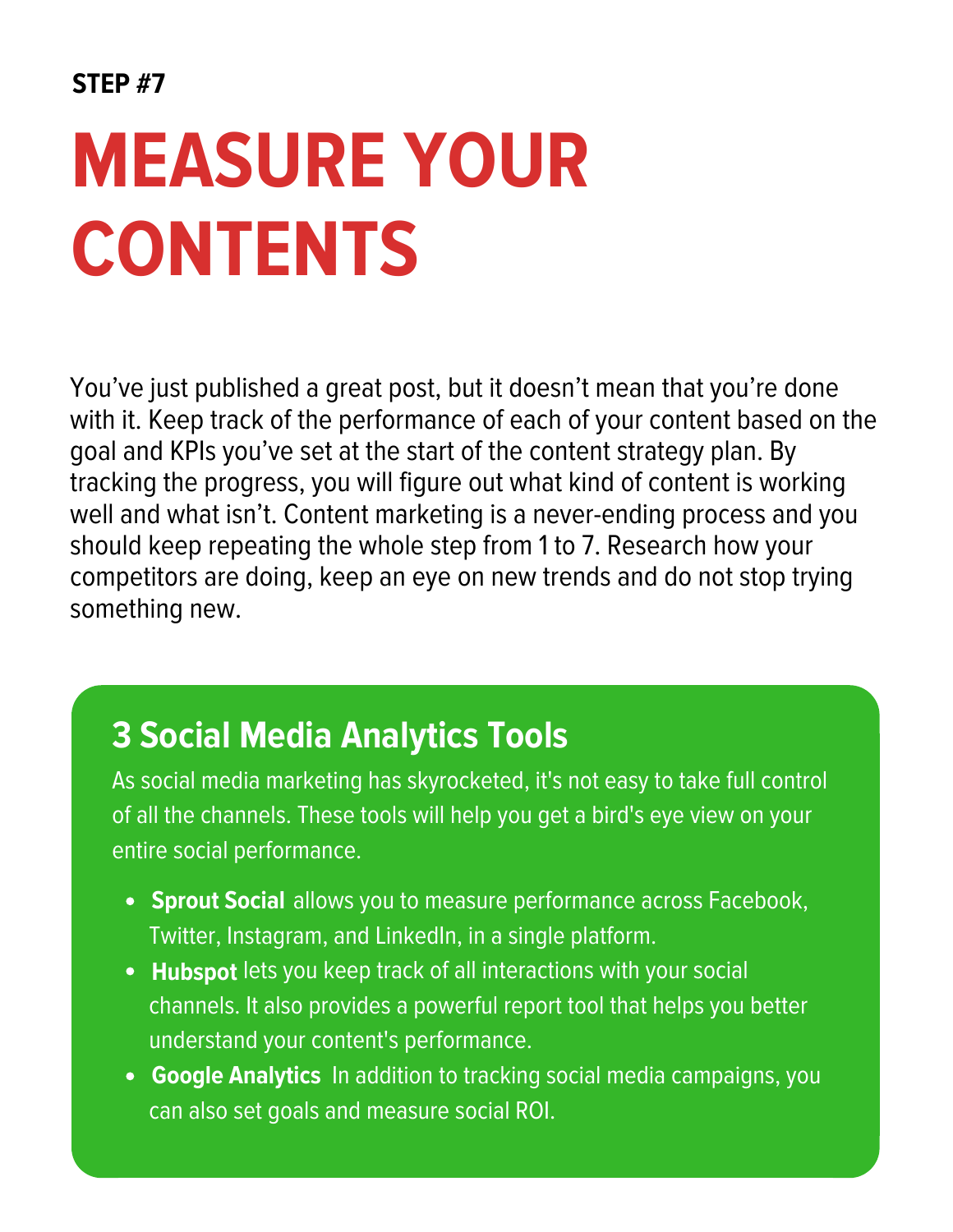**STEP #7**

# MEASURE YOUR CONTENTS

You've just published a great post, but it doesn't mean that you're done with it. Keep track of the performance of each of your content based on the goal and KPIs you've set at the start of the content strategy plan. By tracking the progress, you will figure out what kind of content is working well and what isn't. Content marketing is a never-ending process and you should keep repeating the whole step from 1 to 7. Research how your competitors are doing, keep an eye on new trends and do not stop trying something new.

## 3 Social Media Analytics Tools

As social media marketing has skyrocketed, it's not easy to take full control of all the channels. These tools will help you get a bird's eye view on your entire social performance.

- **Sprout Social** allows you to measure performance across Facebook, Twitter, Instagram, and LinkedIn, in a single platform.
- **Hubspot** lets you keep track of all interactions with your social channels. It also provides a powerful report tool that helps you better understand your content's performance.
- **Google Analytics** In addition to tracking social media campaigns, you can also set goals and measure social ROI.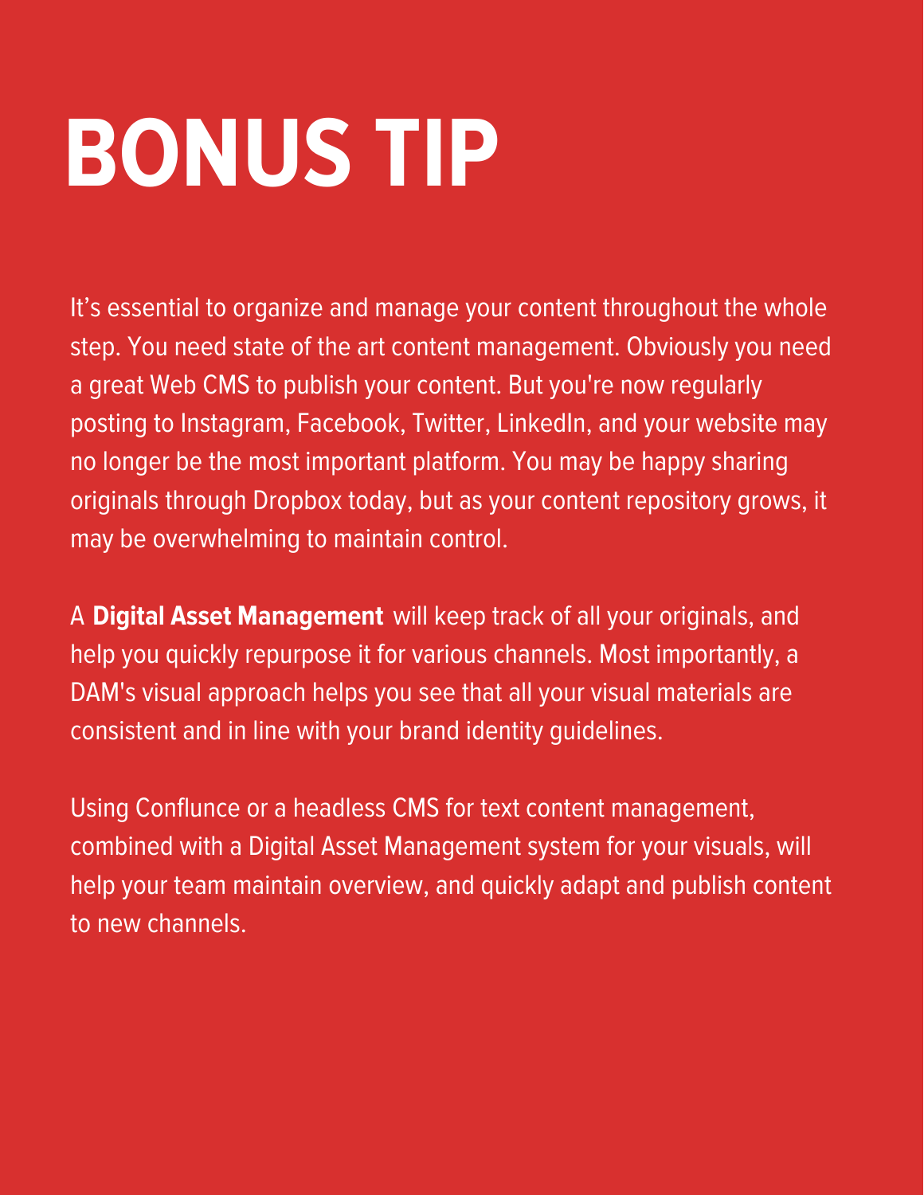# BONUS TIP

It's essential to organize and manage your content throughout the whole step. You need state of the art content management. Obviously you need a great Web CMS to publish your content. But you're now regularly posting to Instagram, Facebook, Twitter, LinkedIn, and your website may no longer be the most important platform. You may be happy sharing originals through Dropbox today, but as your content repository grows, it may be overwhelming to maintain control.

A **Digital Asset Management** will keep track of all your originals, and help you quickly repurpose it for various channels. Most importantly, a DAM's visual approach helps you see that all your visual materials are consistent and in line with your brand identity guidelines.

Using Conflunce or a headless CMS for text content management, combined with a Digital Asset Management system for your visuals, will help your team maintain overview, and quickly adapt and publish content to new channels.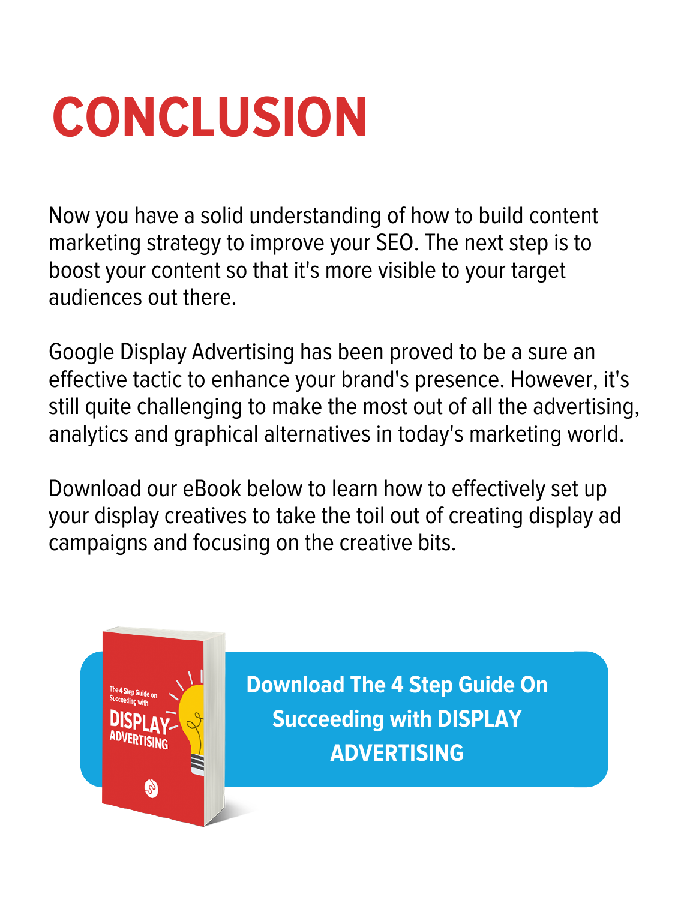# CONCLUSION

Now you have a solid understanding of how to build content marketing strategy to improve your SEO. The next step is to boost your content so that it's more visible to your target audiences out there.

Google Display Advertising has been proved to be a sure an effective tactic to enhance your brand's presence. However, it's still quite challenging to make the most out of all the advertising, analytics and graphical alternatives in today's marketing world.

Download our eBook below to learn how to effectively set up your display creatives to take the toil out of creating display ad campaigns and focusing on the creative bits.

**Download The 4 Step Guide On Succeeding with DISPLAY ADVERTISING**